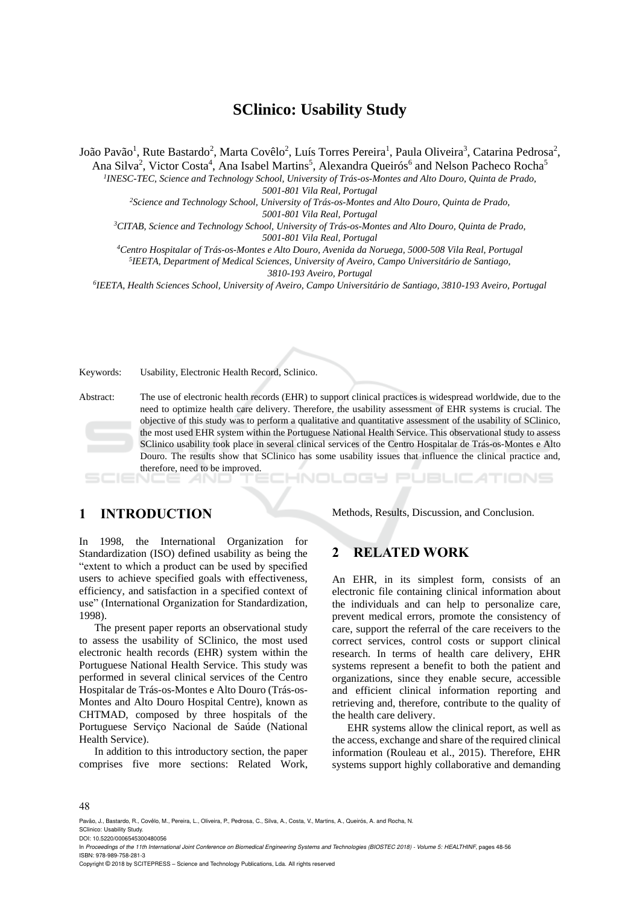# SClinico: Usability Study

João Pavão[1], Rute Bastardo[2], Marta Covêlo[2], Luís Torres Pereira[1], Paula Oliveira[3], Catarina Pedrosa[2], Ana Silva[2], Victor Costa[4], Ana Isabel Martins[5], Alexandra Queirós[6] and Nelson Pacheco Rocha[5]

[1]*INESC-TEC, Science and Technology School, University of Trás-os-Montes and Alto Douro, Quinta de Prado, 5001-801 Vila Real, Portugal*

[2]*Science and Technology School, University of Trás-os-Montes and Alto Douro, Quinta de Prado, 5001-801 Vila Real, Portugal*

[3]*CITAB, Science and Technology School, University of Trás-os-Montes and Alto Douro, Quinta de Prado, 5001-801 Vila Real, Portugal*

[4]*Centro Hospitalar of Trás-os-Montes e Alto Douro, Avenida da Noruega, 5000-508 Vila Real, Portugal*

[5]*IEETA, Department of Medical Sciences, University of Aveiro, Campo Universitário de Santiago, 3810-193 Aveiro, Portugal*

[6]*IEETA, Health Sciences School, University of Aveiro, Campo Universitário de Santiago, 3810-193 Aveiro, Portugal*

Keywords: Usability, Electronic Health Record, Sclinico.

Abstract: The use of electronic health records (EHR) to support clinical practices is widespread worldwide, due to the need to optimize health care delivery. Therefore, the usability assessment of EHR systems is crucial. The objective of this study was to perform a qualitative and quantitative assessment of the usability of SClinico, the most used EHR system within the Portuguese National Health Service. This observational study to assess SClinico usability took place in several clinical services of the Centro Hospitalar de Trás-os-Montes e Alto Douro. The results show that SClinico has some usability issues that influence the clinical practice and, therefore, need to be improved.

## 1 INTRODUCTION

In 1998, the International Organization for Standardization (ISO) defined usability as being the "extent to which a product can be used by specified users to achieve specified goals with effectiveness, efficiency, and satisfaction in a specified context of use" (International Organization for Standardization, 1998).

The present paper reports an observational study to assess the usability of SClinico, the most used electronic health records (EHR) system within the Portuguese National Health Service. This study was performed in several clinical services of the Centro Hospitalar de Trás-os-Montes e Alto Douro (Trás-os-Montes and Alto Douro Hospital Centre), known as CHTMAD, composed by three hospitals of the Portuguese Serviço Nacional de Saúde (National Health Service).

In addition to this introductory section, the paper comprises five more sections: Related Work, Methods, Results, Discussion, and Conclusion.

## 2 RELATED WORK

An EHR, in its simplest form, consists of an electronic file containing clinical information about the individuals and can help to personalize care, prevent medical errors, promote the consistency of care, support the referral of the care receivers to the correct services, control costs or support clinical research. In terms of health care delivery, EHR systems represent a benefit to both the patient and organizations, since they enable secure, accessible and efficient clinical information reporting and retrieving and, therefore, contribute to the quality of the health care delivery.

EHR systems allow the clinical report, as well as the access, exchange and share of the required clinical information (Rouleau et al., 2015). Therefore, EHR systems support highly collaborative and demanding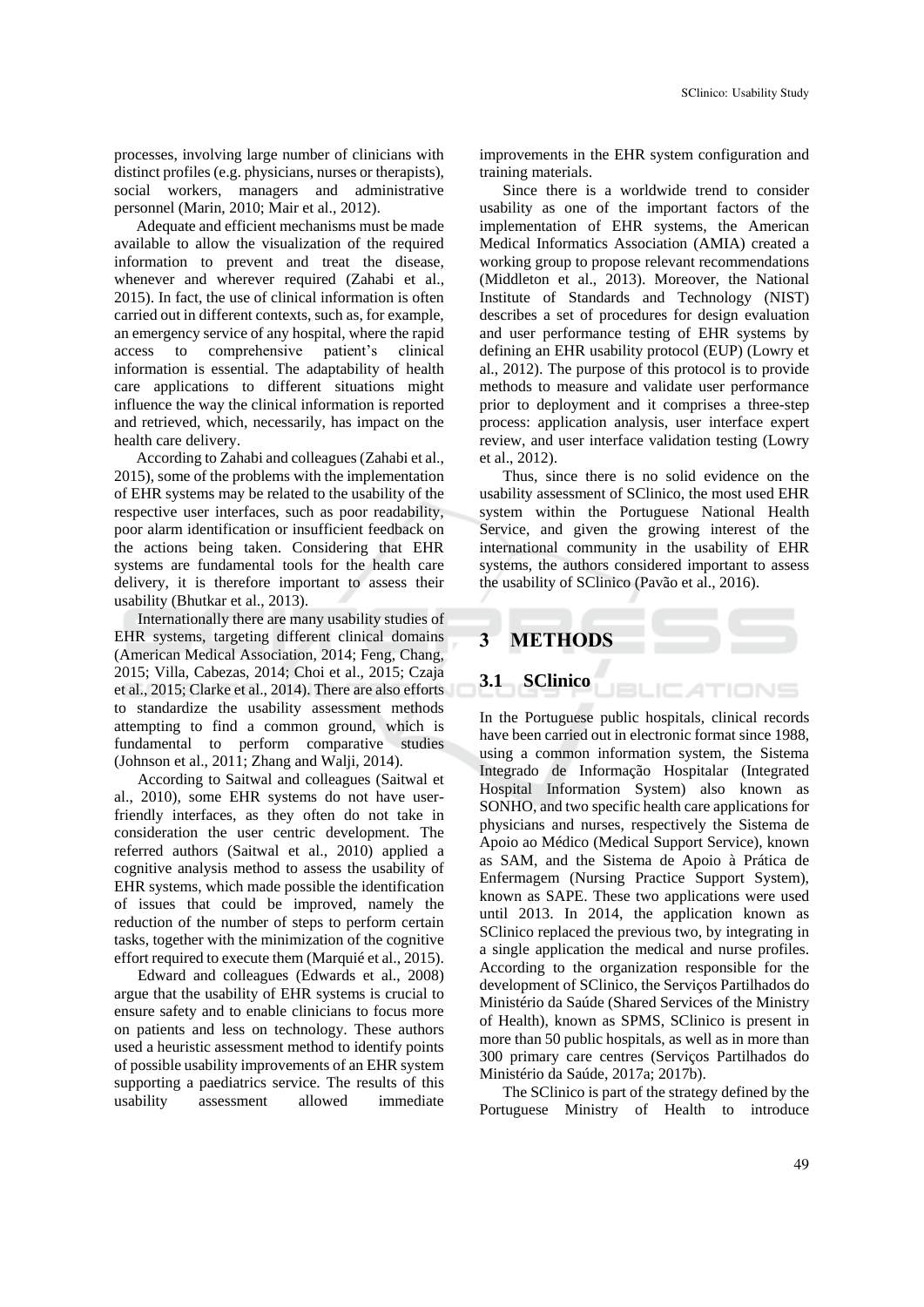processes, involving large number of clinicians with distinct profiles (e.g. physicians, nurses or therapists), social workers, managers and administrative personnel (Marin, 2010; Mair et al., 2012).

Adequate and efficient mechanisms must be made available to allow the visualization of the required information to prevent and treat the disease, whenever and wherever required (Zahabi et al., 2015). In fact, the use of clinical information is often carried out in different contexts, such as, for example, an emergency service of any hospital, where the rapid access to comprehensive patient's clinical information is essential. The adaptability of health care applications to different situations might influence the way the clinical information is reported and retrieved, which, necessarily, has impact on the health care delivery.

According to Zahabi and colleagues (Zahabi et al., 2015), some of the problems with the implementation of EHR systems may be related to the usability of the respective user interfaces, such as poor readability, poor alarm identification or insufficient feedback on the actions being taken. Considering that EHR systems are fundamental tools for the health care delivery, it is therefore important to assess their usability (Bhutkar et al., 2013).

Internationally there are many usability studies of EHR systems, targeting different clinical domains (American Medical Association, 2014; Feng, Chang, 2015; Villa, Cabezas, 2014; Choi et al., 2015; Czaja et al., 2015; Clarke et al., 2014). There are also efforts to standardize the usability assessment methods attempting to find a common ground, which is fundamental to perform comparative studies (Johnson et al., 2011; Zhang and Walji, 2014).

According to Saitwal and colleagues (Saitwal et al., 2010), some EHR systems do not have user-friendly interfaces, as they often do not take in consideration the user centric development. The referred authors (Saitwal et al., 2010) applied a cognitive analysis method to assess the usability of EHR systems, which made possible the identification of issues that could be improved, namely the reduction of the number of steps to perform certain tasks, together with the minimization of the cognitive effort required to execute them (Marquié et al., 2015).

Edward and colleagues (Edwards et al., 2008) argue that the usability of EHR systems is crucial to ensure safety and to enable clinicians to focus more on patients and less on technology. These authors used a heuristic assessment method to identify points of possible usability improvements of an EHR system supporting a paediatrics service. The results of this usability assessment allowed immediate improvements in the EHR system configuration and training materials.

Since there is a worldwide trend to consider usability as one of the important factors of the implementation of EHR systems, the American Medical Informatics Association (AMIA) created a working group to propose relevant recommendations (Middleton et al., 2013). Moreover, the National Institute of Standards and Technology (NIST) describes a set of procedures for design evaluation and user performance testing of EHR systems by defining an EHR usability protocol (EUP) (Lowry et al., 2012). The purpose of this protocol is to provide methods to measure and validate user performance prior to deployment and it comprises a three-step process: application analysis, user interface expert review, and user interface validation testing (Lowry et al., 2012).

Thus, since there is no solid evidence on the usability assessment of SClinico, the most used EHR system within the Portuguese National Health Service, and given the growing interest of the international community in the usability of EHR systems, the authors considered important to assess the usability of SClinico (Pavão et al., 2016).

# 3 METHODS

## 3.1 SClinico

In the Portuguese public hospitals, clinical records have been carried out in electronic format since 1988, using a common information system, the Sistema Integrado de Informação Hospitalar (Integrated Hospital Information System) also known as SONHO, and two specific health care applications for physicians and nurses, respectively the Sistema de Apoio ao Médico (Medical Support Service), known as SAM, and the Sistema de Apoio à Prática de Enfermagem (Nursing Practice Support System), known as SAPE. These two applications were used until 2013. In 2014, the application known as SClinico replaced the previous two, by integrating in a single application the medical and nurse profiles. According to the organization responsible for the development of SClinico, the Serviços Partilhados do Ministério da Saúde (Shared Services of the Ministry of Health), known as SPMS, SClinico is present in more than 50 public hospitals, as well as in more than 300 primary care centres (Serviços Partilhados do Ministério da Saúde, 2017a; 2017b).

The SClinico is part of the strategy defined by the Portuguese Ministry of Health to introduce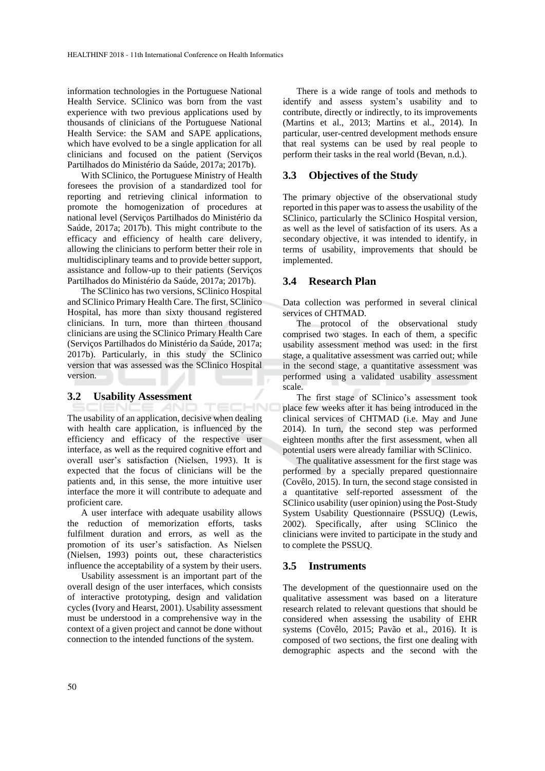information technologies in the Portuguese National Health Service. SClinico was born from the vast experience with two previous applications used by thousands of clinicians of the Portuguese National Health Service: the SAM and SAPE applications, which have evolved to be a single application for all clinicians and focused on the patient (Serviços Partilhados do Ministério da Saúde, 2017a; 2017b).

With SClinico, the Portuguese Ministry of Health foresees the provision of a standardized tool for reporting and retrieving clinical information to promote the homogenization of procedures at national level (Serviços Partilhados do Ministério da Saúde, 2017a; 2017b). This might contribute to the efficacy and efficiency of health care delivery, allowing the clinicians to perform better their role in multidisciplinary teams and to provide better support, assistance and follow-up to their patients (Serviços Partilhados do Ministério da Saúde, 2017a; 2017b).

The SClinico has two versions, SClinico Hospital and SClinico Primary Health Care. The first, SClinico Hospital, has more than sixty thousand registered clinicians. In turn, more than thirteen thousand clinicians are using the SClinico Primary Health Care (Serviços Partilhados do Ministério da Saúde, 2017a; 2017b). Particularly, in this study the SClinico version that was assessed was the SClinico Hospital version.

### 3.2 Usability Assessment

The usability of an application, decisive when dealing with health care application, is influenced by the efficiency and efficacy of the respective user interface, as well as the required cognitive effort and overall user's satisfaction (Nielsen, 1993). It is expected that the focus of clinicians will be the patients and, in this sense, the more intuitive user interface the more it will contribute to adequate and proficient care.

A user interface with adequate usability allows the reduction of memorization efforts, tasks fulfilment duration and errors, as well as the promotion of its user's satisfaction. As Nielsen (Nielsen, 1993) points out, these characteristics influence the acceptability of a system by their users.

Usability assessment is an important part of the overall design of the user interfaces, which consists of interactive prototyping, design and validation cycles (Ivory and Hearst, 2001). Usability assessment must be understood in a comprehensive way in the context of a given project and cannot be done without connection to the intended functions of the system.

There is a wide range of tools and methods to identify and assess system's usability and to contribute, directly or indirectly, to its improvements (Martins et al., 2013; Martins et al., 2014). In particular, user-centred development methods ensure that real systems can be used by real people to perform their tasks in the real world (Bevan, n.d.).

### 3.3 Objectives of the Study

The primary objective of the observational study reported in this paper was to assess the usability of the SClinico, particularly the SClinico Hospital version, as well as the level of satisfaction of its users. As a secondary objective, it was intended to identify, in terms of usability, improvements that should be implemented.

### 3.4 Research Plan

Data collection was performed in several clinical services of CHTMAD.

The protocol of the observational study comprised two stages. In each of them, a specific usability assessment method was used: in the first stage, a qualitative assessment was carried out; while in the second stage, a quantitative assessment was performed using a validated usability assessment scale.

The first stage of SClinico's assessment took place few weeks after it has being introduced in the clinical services of CHTMAD (i.e. May and June 2014). In turn, the second step was performed eighteen months after the first assessment, when all potential users were already familiar with SClinico.

The qualitative assessment for the first stage was performed by a specially prepared questionnaire (Covêlo, 2015). In turn, the second stage consisted in a quantitative self-reported assessment of the SClinico usability (user opinion) using the Post-Study System Usability Questionnaire (PSSUQ) (Lewis, 2002). Specifically, after using SClinico the clinicians were invited to participate in the study and to complete the PSSUQ.

### 3.5 Instruments

The development of the questionnaire used on the qualitative assessment was based on a literature research related to relevant questions that should be considered when assessing the usability of EHR systems (Covêlo, 2015; Pavão et al., 2016). It is composed of two sections, the first one dealing with demographic aspects and the second with the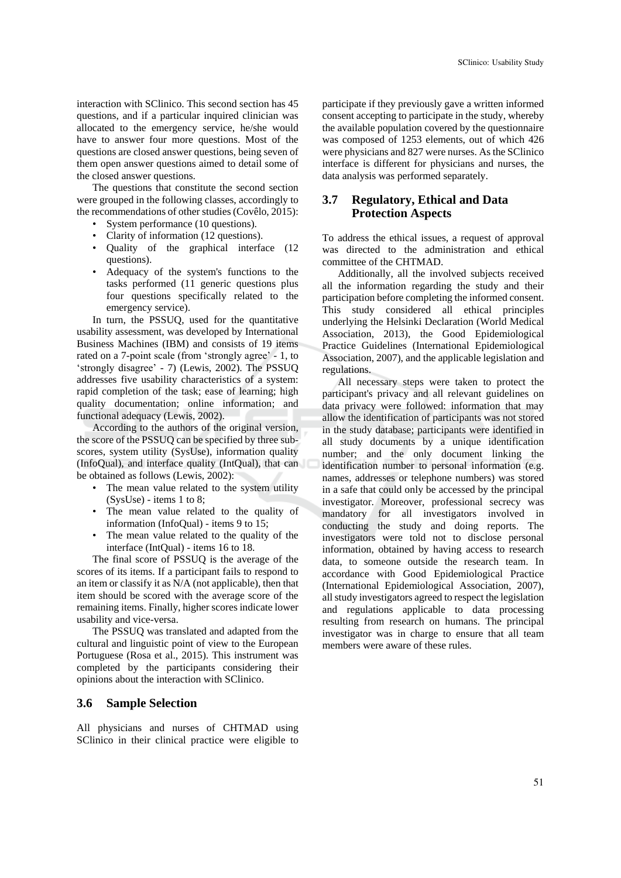interaction with SClinico. This second section has 45 questions, and if a particular inquired clinician was allocated to the emergency service, he/she would have to answer four more questions. Most of the questions are closed answer questions, being seven of them open answer questions aimed to detail some of the closed answer questions.

The questions that constitute the second section were grouped in the following classes, accordingly to the recommendations of other studies (Covêlo, 2015):

- System performance (10 questions).
- Clarity of information (12 questions).
- Quality of the graphical interface (12 questions).
- Adequacy of the system's functions to the tasks performed (11 generic questions plus four questions specifically related to the emergency service).

In turn, the PSSUQ, used for the quantitative usability assessment, was developed by International Business Machines (IBM) and consists of 19 items rated on a 7-point scale (from 'strongly agree' - 1, to 'strongly disagree' - 7) (Lewis, 2002). The PSSUQ addresses five usability characteristics of a system: rapid completion of the task; ease of learning; high quality documentation; online information; and functional adequacy (Lewis, 2002).

According to the authors of the original version, the score of the PSSUQ can be specified by three sub-scores, system utility (SysUse), information quality (InfoQual), and interface quality (IntQual), that can be obtained as follows (Lewis, 2002):

- The mean value related to the system utility (SysUse) - items 1 to 8;
- The mean value related to the quality of information (InfoQual) - items 9 to 15;
- The mean value related to the quality of the interface (IntQual) - items 16 to 18.

The final score of PSSUQ is the average of the scores of its items. If a participant fails to respond to an item or classify it as N/A (not applicable), then that item should be scored with the average score of the remaining items. Finally, higher scores indicate lower usability and vice-versa.

The PSSUQ was translated and adapted from the cultural and linguistic point of view to the European Portuguese (Rosa et al., 2015). This instrument was completed by the participants considering their opinions about the interaction with SClinico.

### 3.6 Sample Selection

All physicians and nurses of CHTMAD using SClinico in their clinical practice were eligible to participate if they previously gave a written informed consent accepting to participate in the study, whereby the available population covered by the questionnaire was composed of 1253 elements, out of which 426 were physicians and 827 were nurses. As the SClinico interface is different for physicians and nurses, the data analysis was performed separately.

### 3.7 Regulatory, Ethical and Data Protection Aspects

To address the ethical issues, a request of approval was directed to the administration and ethical committee of the CHTMAD.

Additionally, all the involved subjects received all the information regarding the study and their participation before completing the informed consent. This study considered all ethical principles underlying the Helsinki Declaration (World Medical Association, 2013), the Good Epidemiological Practice Guidelines (International Epidemiological Association, 2007), and the applicable legislation and regulations.

All necessary steps were taken to protect the participant's privacy and all relevant guidelines on data privacy were followed: information that may allow the identification of participants was not stored in the study database; participants were identified in all study documents by a unique identification number; and the only document linking the identification number to personal information (e.g. names, addresses or telephone numbers) was stored in a safe that could only be accessed by the principal investigator. Moreover, professional secrecy was mandatory for all investigators involved in conducting the study and doing reports. The investigators were told not to disclose personal information, obtained by having access to research data, to someone outside the research team. In accordance with Good Epidemiological Practice (International Epidemiological Association, 2007), all study investigators agreed to respect the legislation and regulations applicable to data processing resulting from research on humans. The principal investigator was in charge to ensure that all team members were aware of these rules.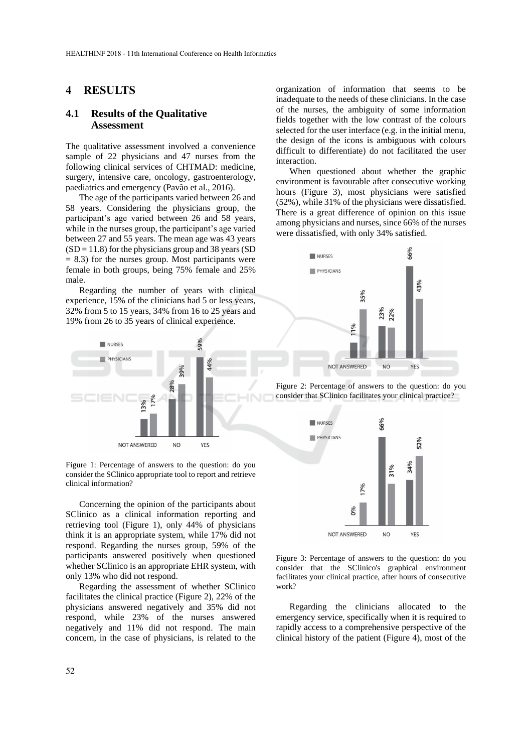## 4 RESULTS

### 4.1 Results of the Qualitative Assessment

The qualitative assessment involved a convenience sample of 22 physicians and 47 nurses from the following clinical services of CHTMAD: medicine, surgery, intensive care, oncology, gastroenterology, paediatrics and emergency (Pavão et al., 2016).

The age of the participants varied between 26 and 58 years. Considering the physicians group, the participant's age varied between 26 and 58 years, while in the nurses group, the participant's age varied between 27 and 55 years. The mean age was 43 years (SD = 11.8) for the physicians group and 38 years (SD = 8.3) for the nurses group. Most participants were female in both groups, being 75% female and 25% male.

Regarding the number of years with clinical experience, 15% of the clinicians had 5 or less years, 32% from 5 to 15 years, 34% from 16 to 25 years and 19% from 26 to 35 years of clinical experience.

| | NOT ANSWERED | NO | YES |
|---|---|---|---|
| NURSES | 13% | 28% | 59% |
| PHYSICIANS | 17% | 39% | 44% |

Figure 1: Percentage of answers to the question: do you consider the SClinico appropriate tool to report and retrieve clinical information?

Concerning the opinion of the participants about SClinico as a clinical information reporting and retrieving tool (Figure 1), only 44% of physicians think it is an appropriate system, while 17% did not respond. Regarding the nurses group, 59% of the participants answered positively when questioned whether SClinico is an appropriate EHR system, with only 13% who did not respond.

Regarding the assessment of whether SClinico facilitates the clinical practice (Figure 2), 22% of the physicians answered negatively and 35% did not respond, while 23% of the nurses answered negatively and 11% did not respond. The main concern, in the case of physicians, is related to the organization of information that seems to be inadequate to the needs of these clinicians. In the case of the nurses, the ambiguity of some information fields together with the low contrast of the colours selected for the user interface (e.g. in the initial menu, the design of the icons is ambiguous with colours difficult to differentiate) do not facilitated the user interaction.

When questioned about whether the graphic environment is favourable after consecutive working hours (Figure 3), most physicians were satisfied (52%), while 31% of the physicians were dissatisfied. There is a great difference of opinion on this issue among physicians and nurses, since 66% of the nurses were dissatisfied, with only 34% satisfied.

| | NOT ANSWERED | NO | YES |
|---|---|---|---|
| NURSES | 11% | 23% | 66% |
| PHYSICIANS | 35% | 22% | 43% |

Figure 2: Percentage of answers to the question: do you consider that SClinico facilitates your clinical practice?

| | NOT ANSWERED | NO | YES |
|---|---|---|---|
| NURSES | 0% | 66% | 34% |
| PHYSICIANS | 17% | 31% | 52% |

Figure 3: Percentage of answers to the question: do you consider that the SClinico's graphical environment facilitates your clinical practice, after hours of consecutive work?

Regarding the clinicians allocated to the emergency service, specifically when it is required to rapidly access to a comprehensive perspective of the clinical history of the patient (Figure 4), most of the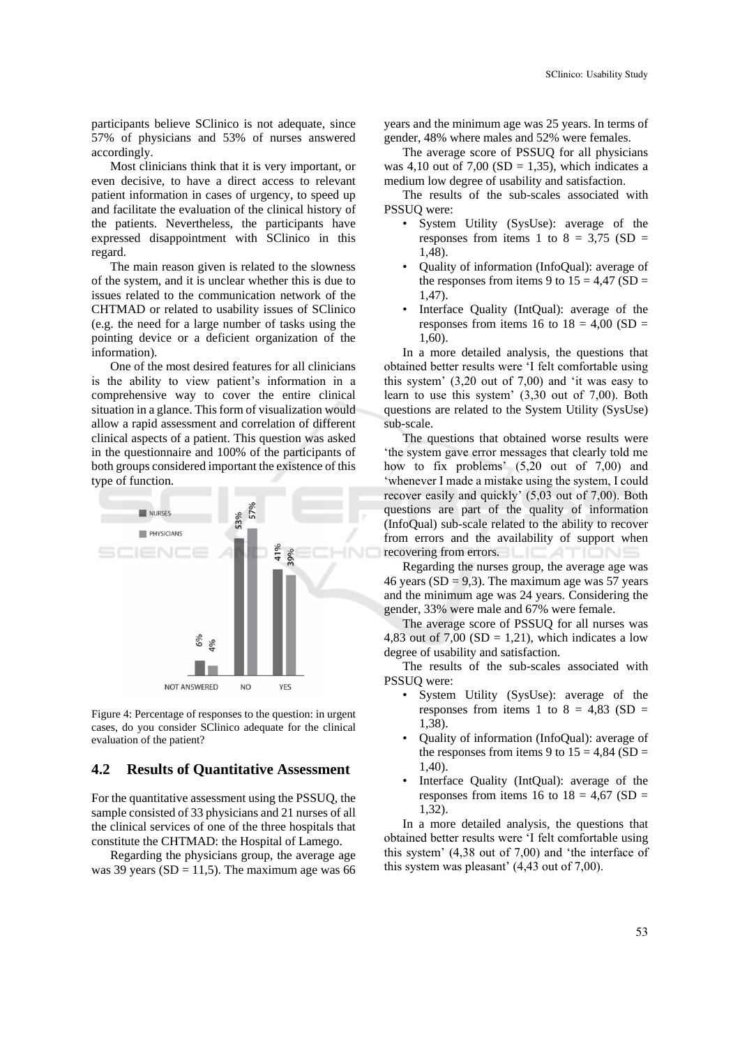participants believe SClinico is not adequate, since 57% of physicians and 53% of nurses answered accordingly.

Most clinicians think that it is very important, or even decisive, to have a direct access to relevant patient information in cases of urgency, to speed up and facilitate the evaluation of the clinical history of the patients. Nevertheless, the participants have expressed disappointment with SClinico in this regard.

The main reason given is related to the slowness of the system, and it is unclear whether this is due to issues related to the communication network of the CHTMAD or related to usability issues of SClinico (e.g. the need for a large number of tasks using the pointing device or a deficient organization of the information).

One of the most desired features for all clinicians is the ability to view patient's information in a comprehensive way to cover the entire clinical situation in a glance. This form of visualization would allow a rapid assessment and correlation of different clinical aspects of a patient. This question was asked in the questionnaire and 100% of the participants of both groups considered important the existence of this type of function.

Figure 4: Percentage of responses to the question: in urgent cases, do you consider SClinico adequate for the clinical evaluation of the patient?

## 4.2 Results of Quantitative Assessment

For the quantitative assessment using the PSSUQ, the sample consisted of 33 physicians and 21 nurses of all the clinical services of one of the three hospitals that constitute the CHTMAD: the Hospital of Lamego.

Regarding the physicians group, the average age was 39 years (SD = 11,5). The maximum age was 66 years and the minimum age was 25 years. In terms of gender, 48% where males and 52% were females.

The average score of PSSUQ for all physicians was 4,10 out of 7,00 (SD = 1,35), which indicates a medium low degree of usability and satisfaction.

The results of the sub-scales associated with PSSUQ were:

- System Utility (SysUse): average of the responses from items 1 to 8 = 3,75 (SD = 1,48).
- Quality of information (InfoQual): average of the responses from items 9 to 15 = 4,47 (SD = 1,47).
- Interface Quality (IntQual): average of the responses from items 16 to 18 = 4,00 (SD = 1,60).

In a more detailed analysis, the questions that obtained better results were 'I felt comfortable using this system' (3,20 out of 7,00) and 'it was easy to learn to use this system' (3,30 out of 7,00). Both questions are related to the System Utility (SysUse) sub-scale.

The questions that obtained worse results were 'the system gave error messages that clearly told me how to fix problems' (5,20 out of 7,00) and 'whenever I made a mistake using the system, I could recover easily and quickly' (5,03 out of 7,00). Both questions are part of the quality of information (InfoQual) sub-scale related to the ability to recover from errors and the availability of support when recovering from errors.

Regarding the nurses group, the average age was 46 years (SD = 9,3). The maximum age was 57 years and the minimum age was 24 years. Considering the gender, 33% were male and 67% were female.

The average score of PSSUQ for all nurses was 4,83 out of 7,00 (SD = 1,21), which indicates a low degree of usability and satisfaction.

The results of the sub-scales associated with PSSUQ were:

- System Utility (SysUse): average of the responses from items 1 to 8 = 4,83 (SD = 1,38).
- Quality of information (InfoQual): average of the responses from items 9 to 15 = 4,84 (SD = 1,40).
- Interface Quality (IntQual): average of the responses from items 16 to 18 = 4,67 (SD = 1,32).

In a more detailed analysis, the questions that obtained better results were 'I felt comfortable using this system' (4,38 out of 7,00) and 'the interface of this system was pleasant' (4,43 out of 7,00).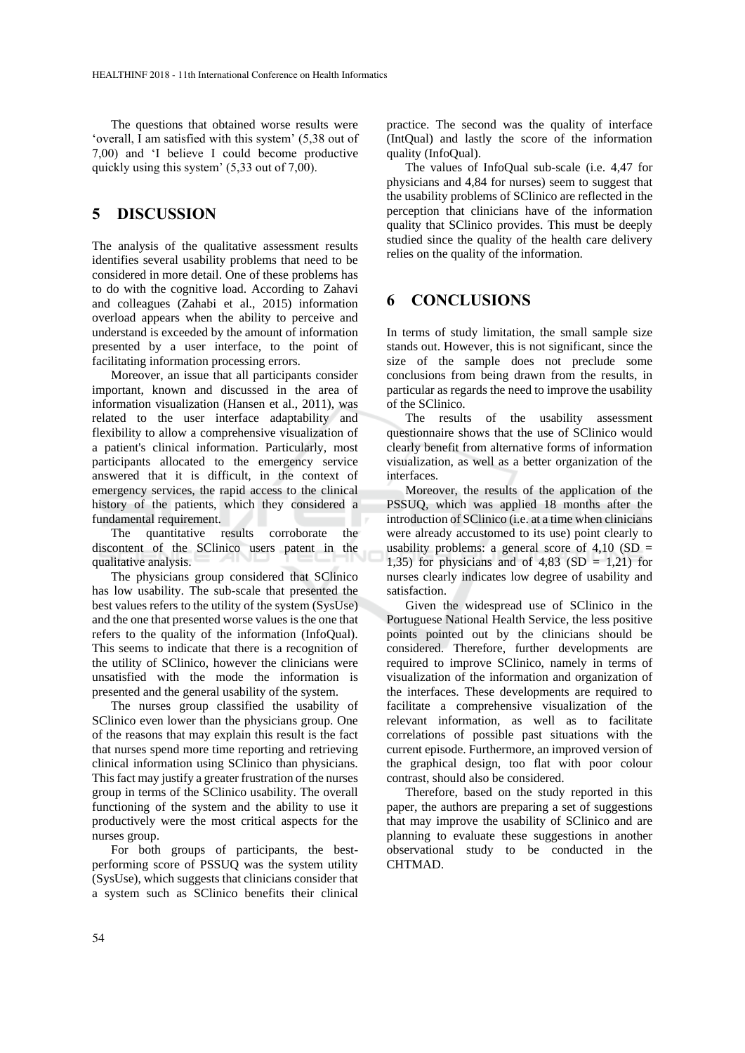The questions that obtained worse results were 'overall, I am satisfied with this system' (5,38 out of 7,00) and 'I believe I could become productive quickly using this system' (5,33 out of 7,00).

## 5 DISCUSSION

The analysis of the qualitative assessment results identifies several usability problems that need to be considered in more detail. One of these problems has to do with the cognitive load. According to Zahavi and colleagues (Zahabi et al., 2015) information overload appears when the ability to perceive and understand is exceeded by the amount of information presented by a user interface, to the point of facilitating information processing errors.

Moreover, an issue that all participants consider important, known and discussed in the area of information visualization (Hansen et al., 2011), was related to the user interface adaptability and flexibility to allow a comprehensive visualization of a patient's clinical information. Particularly, most participants allocated to the emergency service answered that it is difficult, in the context of emergency services, the rapid access to the clinical history of the patients, which they considered a fundamental requirement.

The quantitative results corroborate the discontent of the SClinico users patent in the qualitative analysis.

The physicians group considered that SClinico has low usability. The sub-scale that presented the best values refers to the utility of the system (SysUse) and the one that presented worse values is the one that refers to the quality of the information (InfoQual). This seems to indicate that there is a recognition of the utility of SClinico, however the clinicians were unsatisfied with the mode the information is presented and the general usability of the system.

The nurses group classified the usability of SClinico even lower than the physicians group. One of the reasons that may explain this result is the fact that nurses spend more time reporting and retrieving clinical information using SClinico than physicians. This fact may justify a greater frustration of the nurses group in terms of the SClinico usability. The overall functioning of the system and the ability to use it productively were the most critical aspects for the nurses group.

For both groups of participants, the best-performing score of PSSUQ was the system utility (SysUse), which suggests that clinicians consider that a system such as SClinico benefits their clinical practice. The second was the quality of interface (IntQual) and lastly the score of the information quality (InfoQual).

The values of InfoQual sub-scale (i.e. 4,47 for physicians and 4,84 for nurses) seem to suggest that the usability problems of SClinico are reflected in the perception that clinicians have of the information quality that SClinico provides. This must be deeply studied since the quality of the health care delivery relies on the quality of the information.

## 6 CONCLUSIONS

In terms of study limitation, the small sample size stands out. However, this is not significant, since the size of the sample does not preclude some conclusions from being drawn from the results, in particular as regards the need to improve the usability of the SClinico.

The results of the usability assessment questionnaire shows that the use of SClinico would clearly benefit from alternative forms of information visualization, as well as a better organization of the interfaces.

Moreover, the results of the application of the PSSUQ, which was applied 18 months after the introduction of SClinico (i.e. at a time when clinicians were already accustomed to its use) point clearly to usability problems: a general score of 4,10 (SD = 1,35) for physicians and of 4,83 (SD = 1,21) for nurses clearly indicates low degree of usability and satisfaction.

Given the widespread use of SClinico in the Portuguese National Health Service, the less positive points pointed out by the clinicians should be considered. Therefore, further developments are required to improve SClinico, namely in terms of visualization of the information and organization of the interfaces. These developments are required to facilitate a comprehensive visualization of the relevant information, as well as to facilitate correlations of possible past situations with the current episode. Furthermore, an improved version of the graphical design, too flat with poor colour contrast, should also be considered.

Therefore, based on the study reported in this paper, the authors are preparing a set of suggestions that may improve the usability of SClinico and are planning to evaluate these suggestions in another observational study to be conducted in the CHTMAD.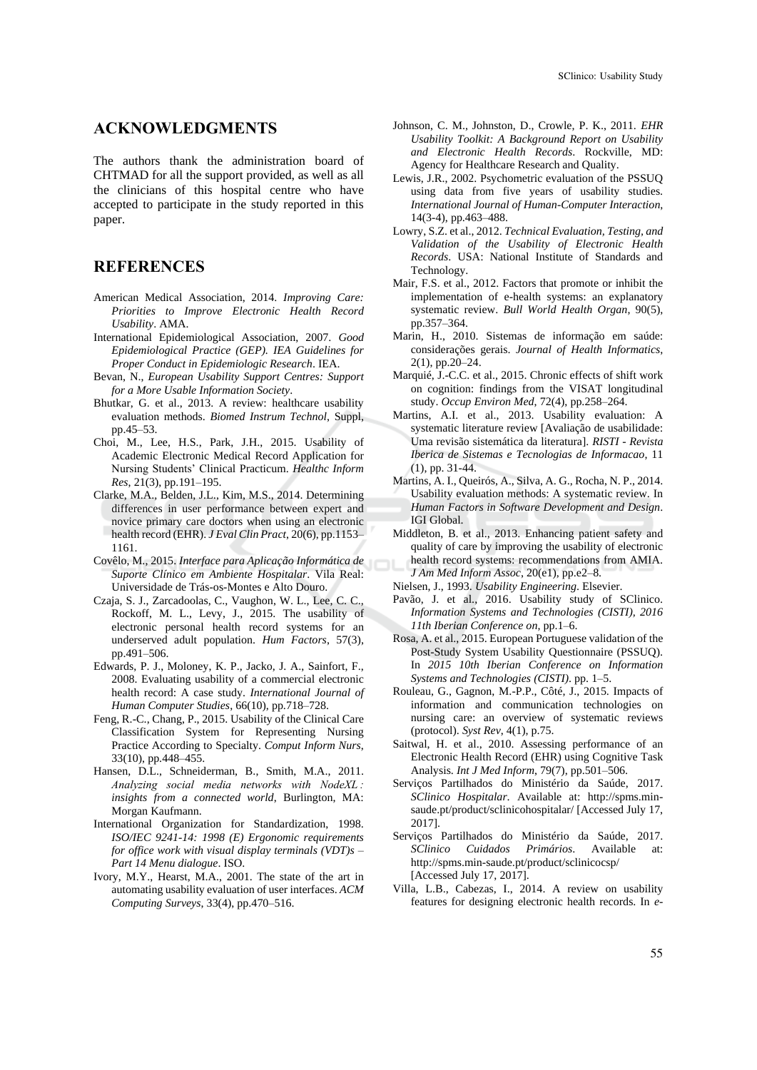## ACKNOWLEDGMENTS

The authors thank the administration board of CHTMAD for all the support provided, as well as all the clinicians of this hospital centre who have accepted to participate in the study reported in this paper.

## REFERENCES

American Medical Association, 2014. *Improving Care: Priorities to Improve Electronic Health Record Usability*. AMA.

International Epidemiological Association, 2007. *Good Epidemiological Practice (GEP). IEA Guidelines for Proper Conduct in Epidemiologic Research*. IEA.

Bevan, N., *European Usability Support Centres: Support for a More Usable Information Society*.

Bhutkar, G. et al., 2013. A review: healthcare usability evaluation methods. *Biomed Instrum Technol*, Suppl, pp.45–53.

Choi, M., Lee, H.S., Park, J.H., 2015. Usability of Academic Electronic Medical Record Application for Nursing Students' Clinical Practicum. *Healthc Inform Res*, 21(3), pp.191–195.

Clarke, M.A., Belden, J.L., Kim, M.S., 2014. Determining differences in user performance between expert and novice primary care doctors when using an electronic health record (EHR). *J Eval Clin Pract*, 20(6), pp.1153–1161.

Covêlo, M., 2015. *Interface para Aplicação Informática de Suporte Clínico em Ambiente Hospitalar*. Vila Real: Universidade de Trás-os-Montes e Alto Douro.

Czaja, S. J., Zarcadoolas, C., Vaughon, W. L., Lee, C. C., Rockoff, M. L., Levy, J., 2015. The usability of electronic personal health record systems for an underserved adult population. *Hum Factors*, 57(3), pp.491–506.

Edwards, P. J., Moloney, K. P., Jacko, J. A., Sainfort, F., 2008. Evaluating usability of a commercial electronic health record: A case study. *International Journal of Human Computer Studies*, 66(10), pp.718–728.

Feng, R.-C., Chang, P., 2015. Usability of the Clinical Care Classification System for Representing Nursing Practice According to Specialty. *Comput Inform Nurs*, 33(10), pp.448–455.

Hansen, D.L., Schneiderman, B., Smith, M.A., 2011. *Analyzing social media networks with NodeXL : insights from a connected world*, Burlington, MA: Morgan Kaufmann.

International Organization for Standardization, 1998. *ISO/IEC 9241-14: 1998 (E) Ergonomic requirements for office work with visual display terminals (VDT)s – Part 14 Menu dialogue*. ISO.

Ivory, M.Y., Hearst, M.A., 2001. The state of the art in automating usability evaluation of user interfaces. *ACM Computing Surveys*, 33(4), pp.470–516.

Johnson, C. M., Johnston, D., Crowle, P. K., 2011. *EHR Usability Toolkit: A Background Report on Usability and Electronic Health Records*. Rockville, MD: Agency for Healthcare Research and Quality.

Lewis, J.R., 2002. Psychometric evaluation of the PSSUQ using data from five years of usability studies. *International Journal of Human-Computer Interaction*, 14(3-4), pp.463–488.

Lowry, S.Z. et al., 2012. *Technical Evaluation, Testing, and Validation of the Usability of Electronic Health Records*. USA: National Institute of Standards and Technology.

Mair, F.S. et al., 2012. Factors that promote or inhibit the implementation of e-health systems: an explanatory systematic review. *Bull World Health Organ*, 90(5), pp.357–364.

Marin, H., 2010. Sistemas de informação em saúde: considerações gerais. *Journal of Health Informatics*, 2(1), pp.20–24.

Marquié, J.-C.C. et al., 2015. Chronic effects of shift work on cognition: findings from the VISAT longitudinal study. *Occup Environ Med*, 72(4), pp.258–264.

Martins, A.I. et al., 2013. Usability evaluation: A systematic literature review [Avaliação de usabilidade: Uma revisão sistemática da literatura]. *RISTI - Revista Iberica de Sistemas e Tecnologias de Informacao*, 11 (1), pp. 31-44.

Martins, A. I., Queirós, A., Silva, A. G., Rocha, N. P., 2014. Usability evaluation methods: A systematic review. In *Human Factors in Software Development and Design*. IGI Global.

Middleton, B. et al., 2013. Enhancing patient safety and quality of care by improving the usability of electronic health record systems: recommendations from AMIA. *J Am Med Inform Assoc*, 20(e1), pp.e2–8.

Nielsen, J., 1993. *Usability Engineering*. Elsevier.

Pavão, J. et al., 2016. Usability study of SClinico. *Information Systems and Technologies (CISTI), 2016 11th Iberian Conference on*, pp.1–6.

Rosa, A. et al., 2015. European Portuguese validation of the Post-Study System Usability Questionnaire (PSSUQ). In *2015 10th Iberian Conference on Information Systems and Technologies (CISTI)*. pp. 1–5.

Rouleau, G., Gagnon, M.-P.P., Côté, J., 2015. Impacts of information and communication technologies on nursing care: an overview of systematic reviews (protocol). *Syst Rev*, 4(1), p.75.

Saitwal, H. et al., 2010. Assessing performance of an Electronic Health Record (EHR) using Cognitive Task Analysis. *Int J Med Inform*, 79(7), pp.501–506.

Serviços Partilhados do Ministério da Saúde, 2017. *SClinico Hospitalar*. Available at: http://spms.min-saude.pt/product/sclinicohospitalar/ [Accessed July 17, 2017].

Serviços Partilhados do Ministério da Saúde, 2017. *SClinico Cuidados Primários*. Available at: http://spms.min-saude.pt/product/sclinicocsp/ [Accessed July 17, 2017].

Villa, L.B., Cabezas, I., 2014. A review on usability features for designing electronic health records. In *e-*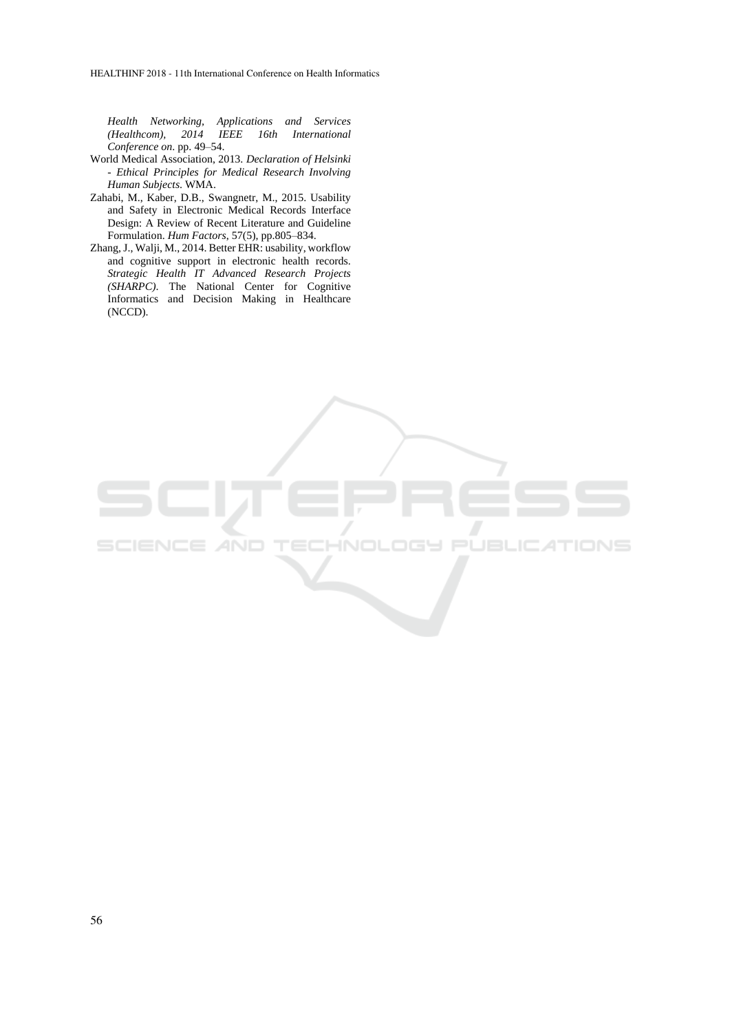*Health Networking, Applications and Services (Healthcom), 2014 IEEE 16th International Conference on*. pp. 49–54.

World Medical Association, 2013. *Declaration of Helsinki - Ethical Principles for Medical Research Involving Human Subjects*. WMA.

Zahabi, M., Kaber, D.B., Swangnetr, M., 2015. Usability and Safety in Electronic Medical Records Interface Design: A Review of Recent Literature and Guideline Formulation. *Hum Factors*, 57(5), pp.805–834.

Zhang, J., Walji, M., 2014. Better EHR: usability, workflow and cognitive support in electronic health records. *Strategic Health IT Advanced Research Projects (SHARPC)*. The National Center for Cognitive Informatics and Decision Making in Healthcare (NCCD).